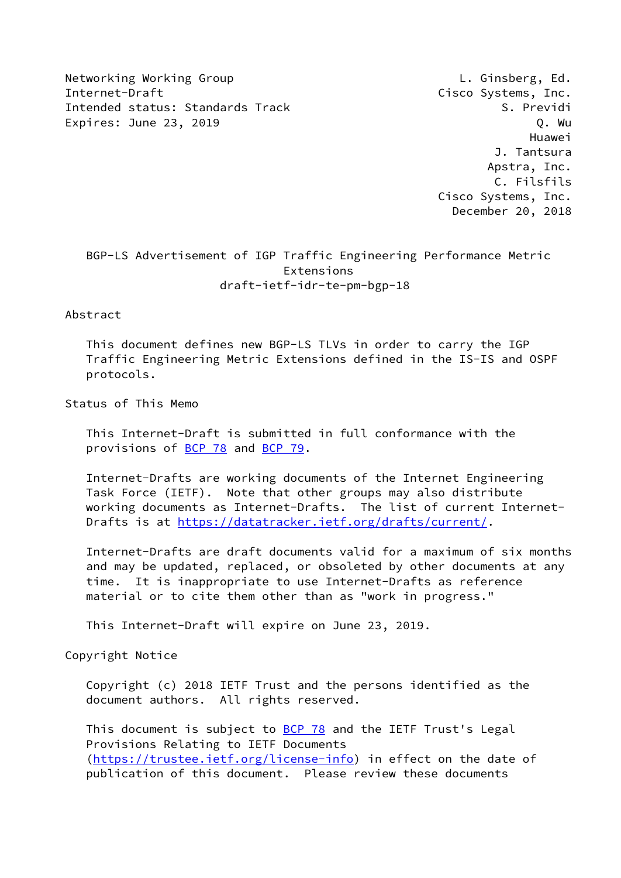Networking Working Group L. Ginsberg, Ed.
Internet-Draft Cisco Systems, Inc.
Intended status: Standards Track S. Previdi
Expires: June 23, 2019 Q. Wu
Huawei
J. Tantsura
Apstra, Inc.
C. Filsfils
Cisco Systems, Inc.
December 20, 2018

# BGP-LS Advertisement of IGP Traffic Engineering Performance Metric Extensions
draft-ietf-idr-te-pm-bgp-18

## Abstract

This document defines new BGP-LS TLVs in order to carry the IGP Traffic Engineering Metric Extensions defined in the IS-IS and OSPF protocols.

## Status of This Memo

This Internet-Draft is submitted in full conformance with the provisions of BCP 78 and BCP 79.

Internet-Drafts are working documents of the Internet Engineering Task Force (IETF). Note that other groups may also distribute working documents as Internet-Drafts. The list of current Internet-Drafts is at https://datatracker.ietf.org/drafts/current/.

Internet-Drafts are draft documents valid for a maximum of six months and may be updated, replaced, or obsoleted by other documents at any time. It is inappropriate to use Internet-Drafts as reference material or to cite them other than as "work in progress."

This Internet-Draft will expire on June 23, 2019.

## Copyright Notice

Copyright (c) 2018 IETF Trust and the persons identified as the document authors. All rights reserved.

This document is subject to BCP 78 and the IETF Trust's Legal Provisions Relating to IETF Documents (https://trustee.ietf.org/license-info) in effect on the date of publication of this document. Please review these documents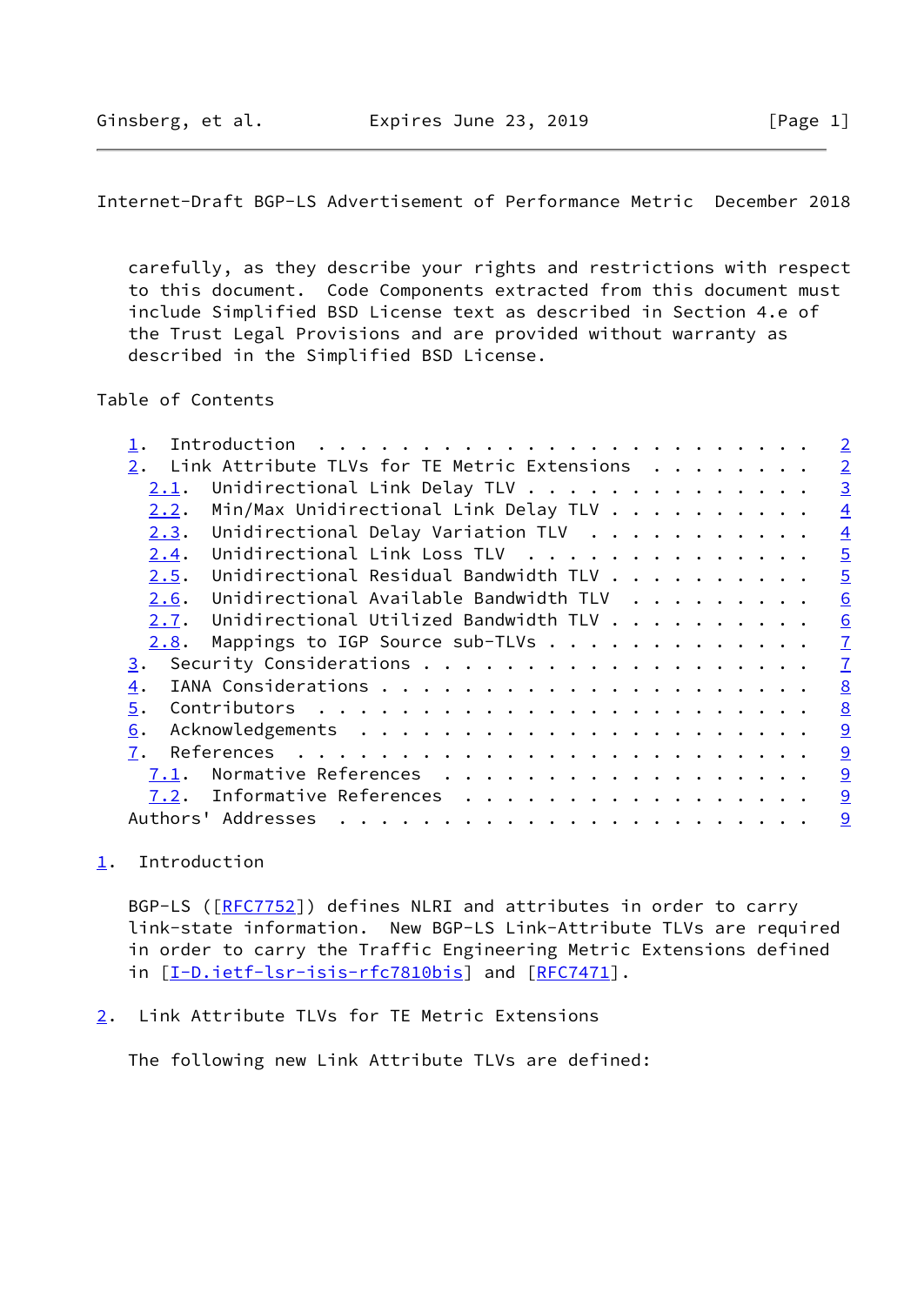carefully, as they describe your rights and restrictions with respect to this document. Code Components extracted from this document must include Simplified BSD License text as described in Section 4.e of the Trust Legal Provisions and are provided without warranty as described in the Simplified BSD License.

Table of Contents

```
   1.  Introduction  . . . . . . . . . . . . . . . . . . . . . . . .   2
   2.  Link Attribute TLVs for TE Metric Extensions  . . . . . . . .   2
     2.1.  Unidirectional Link Delay TLV . . . . . . . . . . . . . .   3
     2.2.  Min/Max Unidirectional Link Delay TLV . . . . . . . . . .   4
     2.3.  Unidirectional Delay Variation TLV  . . . . . . . . . . .   4
     2.4.  Unidirectional Link Loss TLV  . . . . . . . . . . . . . .   5
     2.5.  Unidirectional Residual Bandwidth TLV . . . . . . . . . .   5
     2.6.  Unidirectional Available Bandwidth TLV  . . . . . . . . .   6
     2.7.  Unidirectional Utilized Bandwidth TLV . . . . . . . . . .   6
     2.8.  Mappings to IGP Source sub-TLVs . . . . . . . . . . . . .   7
   3.  Security Considerations . . . . . . . . . . . . . . . . . . .   7
   4.  IANA Considerations . . . . . . . . . . . . . . . . . . . . .   8
   5.  Contributors  . . . . . . . . . . . . . . . . . . . . . . . .   8
   6.  Acknowledgements  . . . . . . . . . . . . . . . . . . . . . .   9
   7.  References  . . . . . . . . . . . . . . . . . . . . . . . . .   9
     7.1.  Normative References  . . . . . . . . . . . . . . . . . .   9
     7.2.  Informative References  . . . . . . . . . . . . . . . . .   9
   Authors' Addresses  . . . . . . . . . . . . . . . . . . . . . . .   9
```

## 1. Introduction

BGP-LS ([RFC7752]) defines NLRI and attributes in order to carry link-state information. New BGP-LS Link-Attribute TLVs are required in order to carry the Traffic Engineering Metric Extensions defined in [I-D.ietf-lsr-isis-rfc7810bis] and [RFC7471].

## 2. Link Attribute TLVs for TE Metric Extensions

The following new Link Attribute TLVs are defined: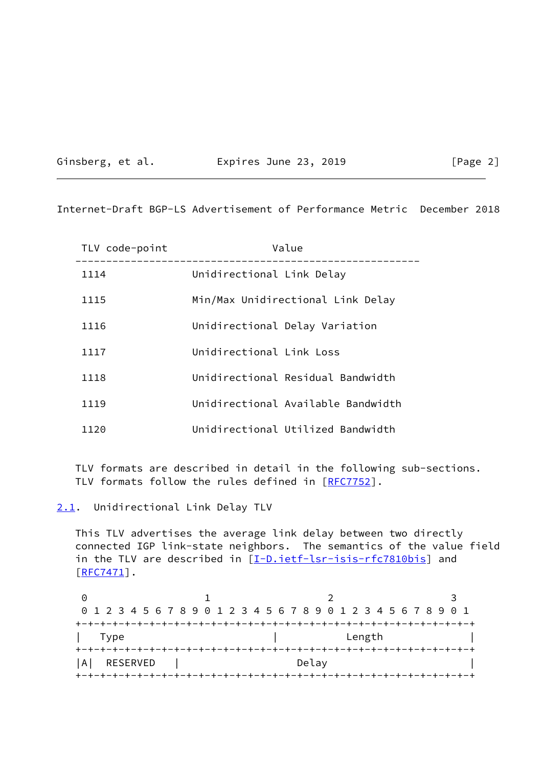| TLV code-point | Value |
| --- | --- |
| 1114 | Unidirectional Link Delay |
| 1115 | Min/Max Unidirectional Link Delay |
| 1116 | Unidirectional Delay Variation |
| 1117 | Unidirectional Link Loss |
| 1118 | Unidirectional Residual Bandwidth |
| 1119 | Unidirectional Available Bandwidth |
| 1120 | Unidirectional Utilized Bandwidth |

TLV formats are described in detail in the following sub-sections. TLV formats follow the rules defined in [RFC7752].

## 2.1. Unidirectional Link Delay TLV

This TLV advertises the average link delay between two directly connected IGP link-state neighbors. The semantics of the value field in the TLV are described in [I-D.ietf-lsr-isis-rfc7810bis] and [RFC7471].

```
 0                   1                   2                   3
 0 1 2 3 4 5 6 7 8 9 0 1 2 3 4 5 6 7 8 9 0 1 2 3 4 5 6 7 8 9 0 1
+-+-+-+-+-+-+-+-+-+-+-+-+-+-+-+-+-+-+-+-+-+-+-+-+-+-+-+-+-+-+-+-+
|   Type                        |           Length              |
+-+-+-+-+-+-+-+-+-+-+-+-+-+-+-+-+-+-+-+-+-+-+-+-+-+-+-+-+-+-+-+-+
|A|  RESERVED   |                   Delay                       |
+-+-+-+-+-+-+-+-+-+-+-+-+-+-+-+-+-+-+-+-+-+-+-+-+-+-+-+-+-+-+-+-+
```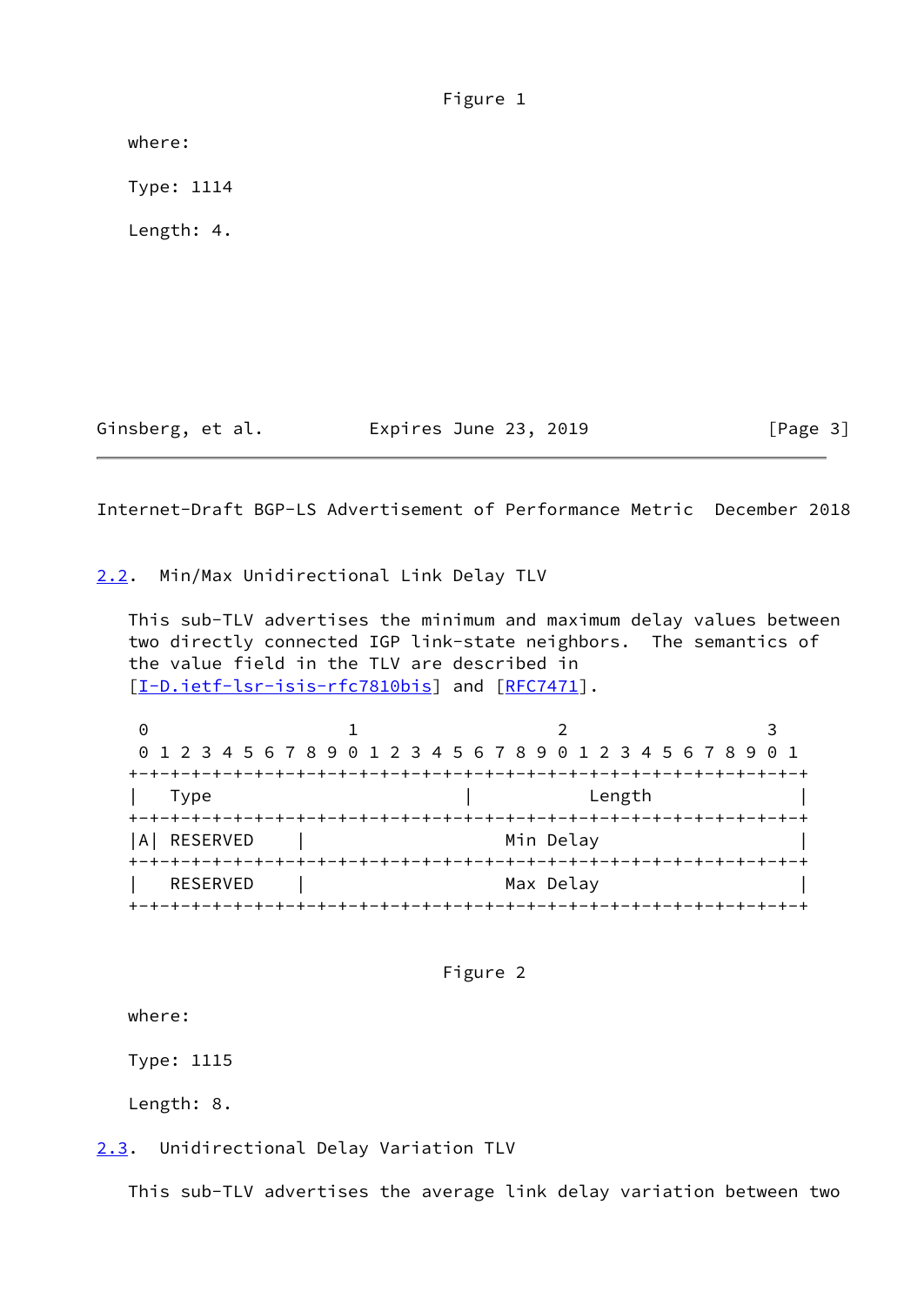Figure 1

where:

Type: 1114

Length: 4.

## 2.2. Min/Max Unidirectional Link Delay TLV

This sub-TLV advertises the minimum and maximum delay values between two directly connected IGP link-state neighbors. The semantics of the value field in the TLV are described in [I-D.ietf-lsr-isis-rfc7810bis] and [RFC7471].

```
 0                   1                   2                   3
 0 1 2 3 4 5 6 7 8 9 0 1 2 3 4 5 6 7 8 9 0 1 2 3 4 5 6 7 8 9 0 1
+-+-+-+-+-+-+-+-+-+-+-+-+-+-+-+-+-+-+-+-+-+-+-+-+-+-+-+-+-+-+-+-+
|   Type                        |           Length              |
+-+-+-+-+-+-+-+-+-+-+-+-+-+-+-+-+-+-+-+-+-+-+-+-+-+-+-+-+-+-+-+-+
|A| RESERVED    |                   Min Delay                   |
+-+-+-+-+-+-+-+-+-+-+-+-+-+-+-+-+-+-+-+-+-+-+-+-+-+-+-+-+-+-+-+-+
|   RESERVED    |                   Max Delay                   |
+-+-+-+-+-+-+-+-+-+-+-+-+-+-+-+-+-+-+-+-+-+-+-+-+-+-+-+-+-+-+-+-+
```

Figure 2

where:

Type: 1115

Length: 8.

## 2.3. Unidirectional Delay Variation TLV

This sub-TLV advertises the average link delay variation between two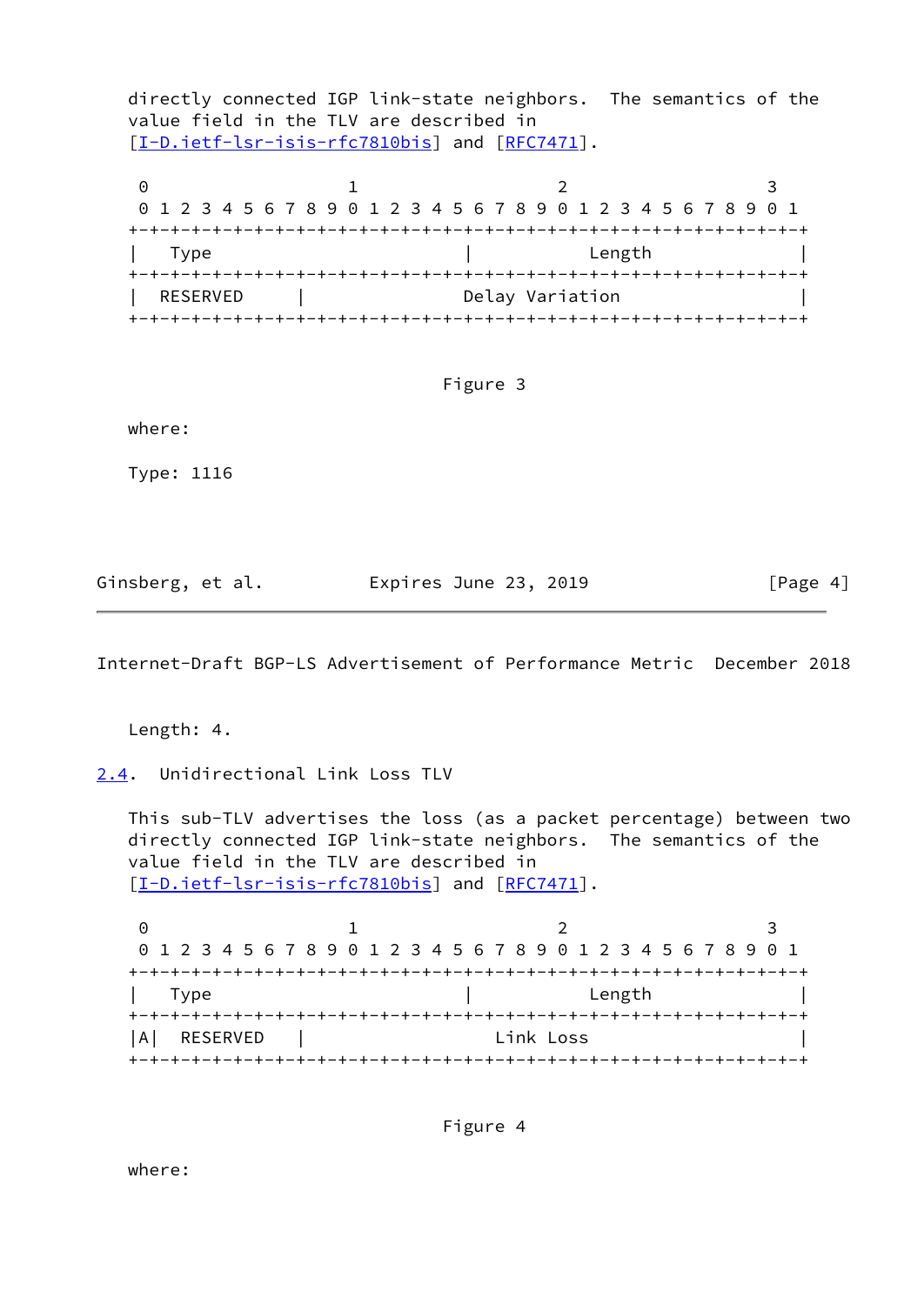directly connected IGP link-state neighbors. The semantics of the value field in the TLV are described in [I-D.ietf-lsr-isis-rfc7810bis] and [RFC7471].

```
 0                   1                   2                   3
 0 1 2 3 4 5 6 7 8 9 0 1 2 3 4 5 6 7 8 9 0 1 2 3 4 5 6 7 8 9 0 1
+-+-+-+-+-+-+-+-+-+-+-+-+-+-+-+-+-+-+-+-+-+-+-+-+-+-+-+-+-+-+-+-+
|   Type                        |           Length              |
+-+-+-+-+-+-+-+-+-+-+-+-+-+-+-+-+-+-+-+-+-+-+-+-+-+-+-+-+-+-+-+-+
|  RESERVED     |               Delay Variation                 |
+-+-+-+-+-+-+-+-+-+-+-+-+-+-+-+-+-+-+-+-+-+-+-+-+-+-+-+-+-+-+-+-+
```

Figure 3

where:

Type: 1116

Length: 4.

## 2.4. Unidirectional Link Loss TLV

This sub-TLV advertises the loss (as a packet percentage) between two directly connected IGP link-state neighbors. The semantics of the value field in the TLV are described in [I-D.ietf-lsr-isis-rfc7810bis] and [RFC7471].

```
 0                   1                   2                   3
 0 1 2 3 4 5 6 7 8 9 0 1 2 3 4 5 6 7 8 9 0 1 2 3 4 5 6 7 8 9 0 1
+-+-+-+-+-+-+-+-+-+-+-+-+-+-+-+-+-+-+-+-+-+-+-+-+-+-+-+-+-+-+-+-+
|   Type                        |           Length              |
+-+-+-+-+-+-+-+-+-+-+-+-+-+-+-+-+-+-+-+-+-+-+-+-+-+-+-+-+-+-+-+-+
|A|  RESERVED   |                  Link Loss                    |
+-+-+-+-+-+-+-+-+-+-+-+-+-+-+-+-+-+-+-+-+-+-+-+-+-+-+-+-+-+-+-+-+
```

Figure 4

where: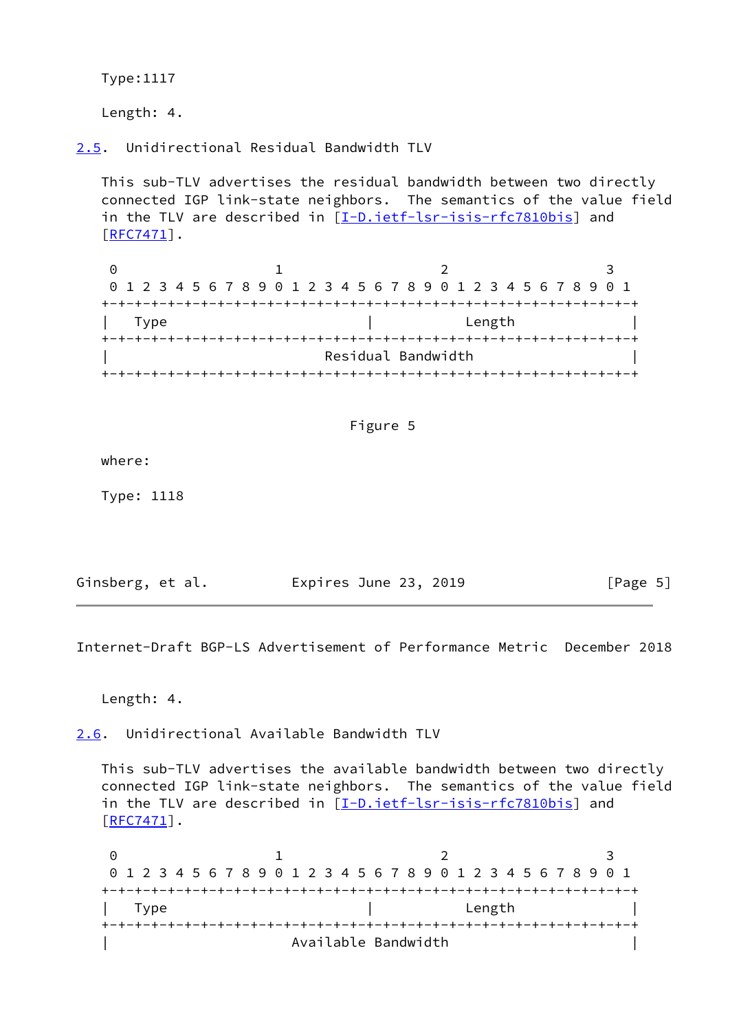Type:1117

Length: 4.

## 2.5. Unidirectional Residual Bandwidth TLV

This sub-TLV advertises the residual bandwidth between two directly connected IGP link-state neighbors. The semantics of the value field in the TLV are described in [I-D.ietf-lsr-isis-rfc7810bis] and [RFC7471].

```
 0                   1                   2                   3
 0 1 2 3 4 5 6 7 8 9 0 1 2 3 4 5 6 7 8 9 0 1 2 3 4 5 6 7 8 9 0 1
+-+-+-+-+-+-+-+-+-+-+-+-+-+-+-+-+-+-+-+-+-+-+-+-+-+-+-+-+-+-+-+-+
|   Type                        |           Length              |
+-+-+-+-+-+-+-+-+-+-+-+-+-+-+-+-+-+-+-+-+-+-+-+-+-+-+-+-+-+-+-+-+
|                          Residual Bandwidth                   |
+-+-+-+-+-+-+-+-+-+-+-+-+-+-+-+-+-+-+-+-+-+-+-+-+-+-+-+-+-+-+-+-+
```

Figure 5

where:

Type: 1118

Length: 4.

## 2.6. Unidirectional Available Bandwidth TLV

This sub-TLV advertises the available bandwidth between two directly connected IGP link-state neighbors. The semantics of the value field in the TLV are described in [I-D.ietf-lsr-isis-rfc7810bis] and [RFC7471].

```
 0                   1                   2                   3
 0 1 2 3 4 5 6 7 8 9 0 1 2 3 4 5 6 7 8 9 0 1 2 3 4 5 6 7 8 9 0 1
+-+-+-+-+-+-+-+-+-+-+-+-+-+-+-+-+-+-+-+-+-+-+-+-+-+-+-+-+-+-+-+-+
|   Type                        |           Length              |
+-+-+-+-+-+-+-+-+-+-+-+-+-+-+-+-+-+-+-+-+-+-+-+-+-+-+-+-+-+-+-+-+
|                        Available Bandwidth                    |
```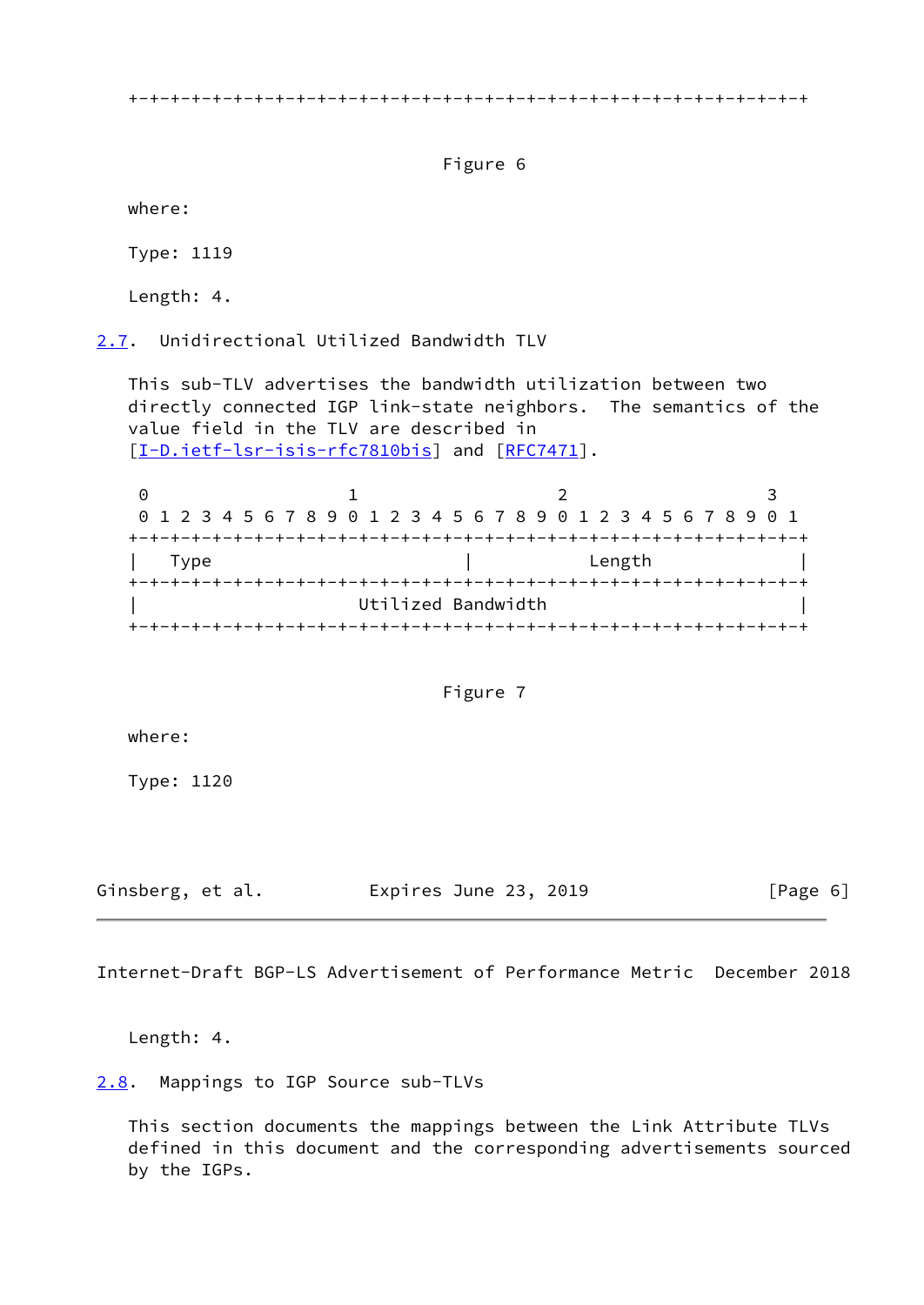```
+-+-+-+-+-+-+-+-+-+-+-+-+-+-+-+-+-+-+-+-+-+-+-+-+-+-+-+-+-+-+-+-+
```

Figure 6

where:

Type: 1119

Length: 4.

## 2.7. Unidirectional Utilized Bandwidth TLV

This sub-TLV advertises the bandwidth utilization between two directly connected IGP link-state neighbors. The semantics of the value field in the TLV are described in [I-D.ietf-lsr-isis-rfc7810bis] and [RFC7471].

```
 0                   1                   2                   3
 0 1 2 3 4 5 6 7 8 9 0 1 2 3 4 5 6 7 8 9 0 1 2 3 4 5 6 7 8 9 0 1
+-+-+-+-+-+-+-+-+-+-+-+-+-+-+-+-+-+-+-+-+-+-+-+-+-+-+-+-+-+-+-+-+
|   Type                        |           Length              |
+-+-+-+-+-+-+-+-+-+-+-+-+-+-+-+-+-+-+-+-+-+-+-+-+-+-+-+-+-+-+-+-+
|                    Utilized Bandwidth                         |
+-+-+-+-+-+-+-+-+-+-+-+-+-+-+-+-+-+-+-+-+-+-+-+-+-+-+-+-+-+-+-+-+
```

Figure 7

where:

Type: 1120

Length: 4.

## 2.8. Mappings to IGP Source sub-TLVs

This section documents the mappings between the Link Attribute TLVs defined in this document and the corresponding advertisements sourced by the IGPs.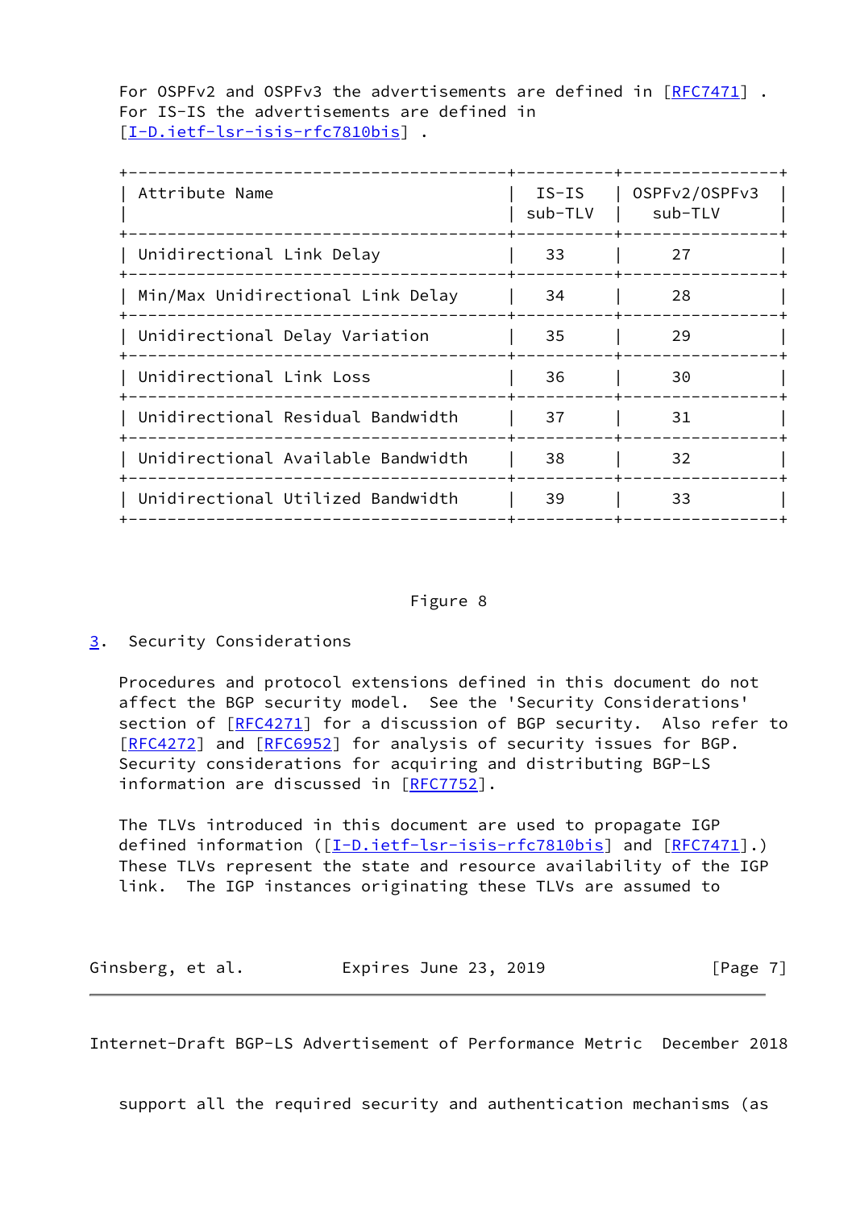For OSPFv2 and OSPFv3 the advertisements are defined in [RFC7471] . For IS-IS the advertisements are defined in [I-D.ietf-lsr-isis-rfc7810bis] .

| Attribute Name | IS-IS sub-TLV | OSPFv2/OSPFv3 sub-TLV |
|---|---|---|
| Unidirectional Link Delay | 33 | 27 |
| Min/Max Unidirectional Link Delay | 34 | 28 |
| Unidirectional Delay Variation | 35 | 29 |
| Unidirectional Link Loss | 36 | 30 |
| Unidirectional Residual Bandwidth | 37 | 31 |
| Unidirectional Available Bandwidth | 38 | 32 |
| Unidirectional Utilized Bandwidth | 39 | 33 |

Figure 8

## 3. Security Considerations

Procedures and protocol extensions defined in this document do not affect the BGP security model. See the 'Security Considerations' section of [RFC4271] for a discussion of BGP security. Also refer to [RFC4272] and [RFC6952] for analysis of security issues for BGP. Security considerations for acquiring and distributing BGP-LS information are discussed in [RFC7752].

The TLVs introduced in this document are used to propagate IGP defined information ([I-D.ietf-lsr-isis-rfc7810bis] and [RFC7471].) These TLVs represent the state and resource availability of the IGP link. The IGP instances originating these TLVs are assumed to support all the required security and authentication mechanisms (as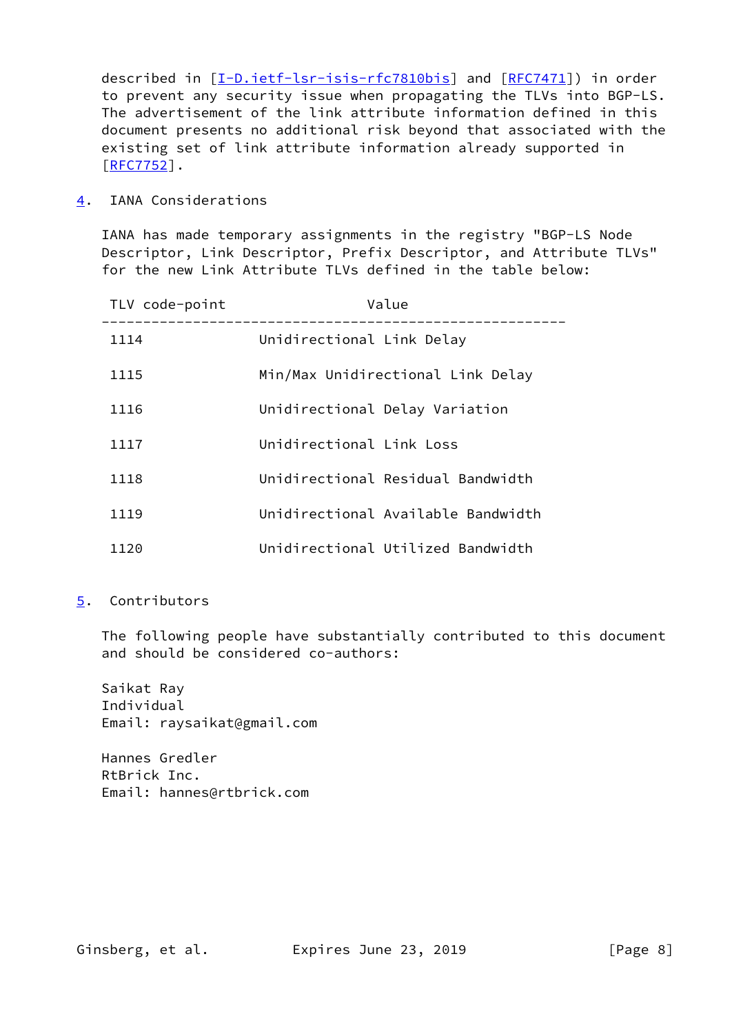described in [I-D.ietf-lsr-isis-rfc7810bis] and [RFC7471]) in order to prevent any security issue when propagating the TLVs into BGP-LS. The advertisement of the link attribute information defined in this document presents no additional risk beyond that associated with the existing set of link attribute information already supported in [RFC7752].

## 4. IANA Considerations

IANA has made temporary assignments in the registry "BGP-LS Node Descriptor, Link Descriptor, Prefix Descriptor, and Attribute TLVs" for the new Link Attribute TLVs defined in the table below:

| TLV code-point | Value |
|---|---|
| 1114 | Unidirectional Link Delay |
| 1115 | Min/Max Unidirectional Link Delay |
| 1116 | Unidirectional Delay Variation |
| 1117 | Unidirectional Link Loss |
| 1118 | Unidirectional Residual Bandwidth |
| 1119 | Unidirectional Available Bandwidth |
| 1120 | Unidirectional Utilized Bandwidth |

## 5. Contributors

The following people have substantially contributed to this document and should be considered co-authors:

Saikat Ray
Individual
Email: raysaikat@gmail.com

Hannes Gredler
RtBrick Inc.
Email: hannes@rtbrick.com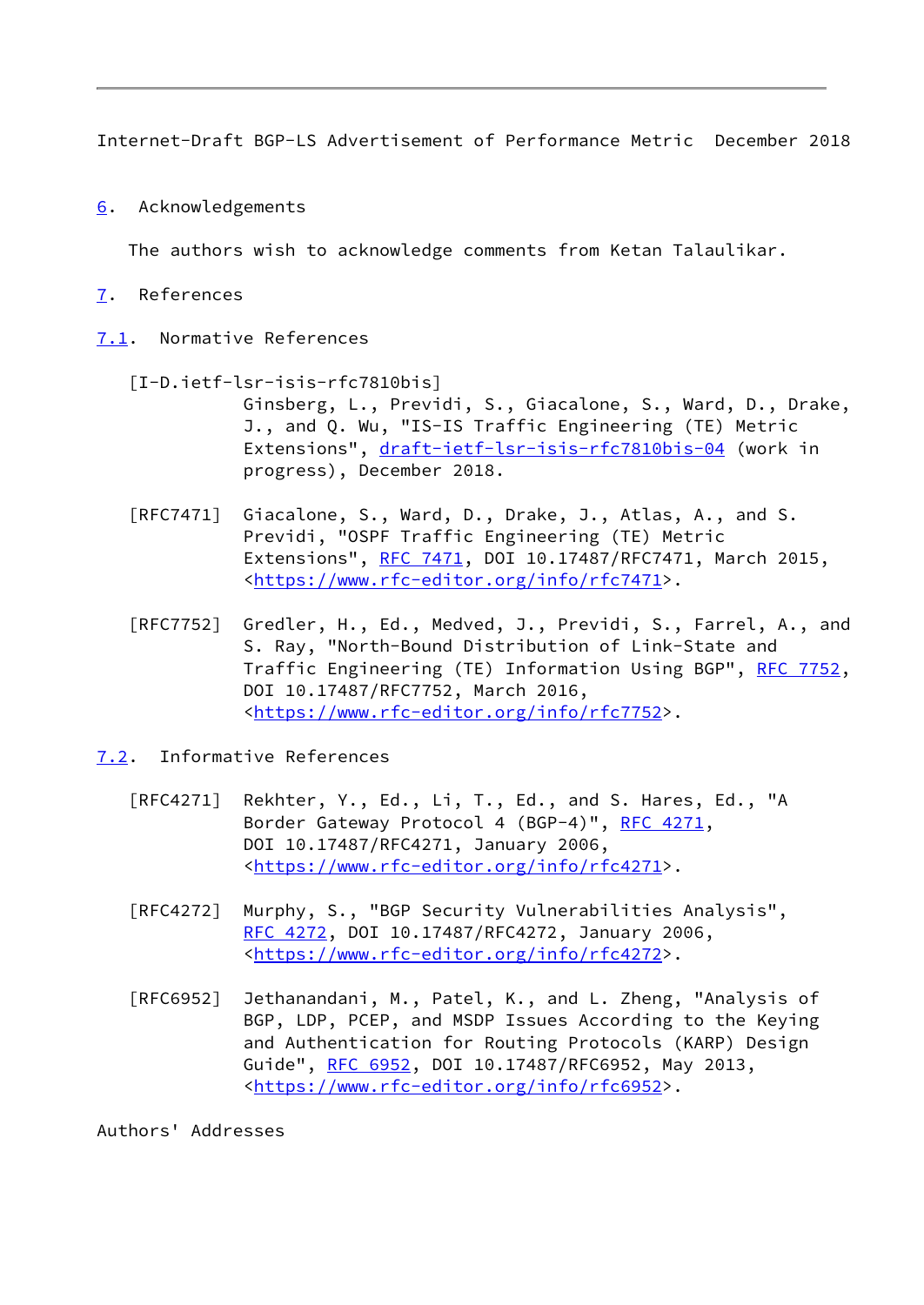## 6. Acknowledgements

The authors wish to acknowledge comments from Ketan Talaulikar.

## 7. References

### 7.1. Normative References

[I-D.ietf-lsr-isis-rfc7810bis]
Ginsberg, L., Previdi, S., Giacalone, S., Ward, D., Drake, J., and Q. Wu, "IS-IS Traffic Engineering (TE) Metric Extensions", draft-ietf-lsr-isis-rfc7810bis-04 (work in progress), December 2018.

[RFC7471] Giacalone, S., Ward, D., Drake, J., Atlas, A., and S. Previdi, "OSPF Traffic Engineering (TE) Metric Extensions", RFC 7471, DOI 10.17487/RFC7471, March 2015, <https://www.rfc-editor.org/info/rfc7471>.

[RFC7752] Gredler, H., Ed., Medved, J., Previdi, S., Farrel, A., and S. Ray, "North-Bound Distribution of Link-State and Traffic Engineering (TE) Information Using BGP", RFC 7752, DOI 10.17487/RFC7752, March 2016, <https://www.rfc-editor.org/info/rfc7752>.

### 7.2. Informative References

[RFC4271] Rekhter, Y., Ed., Li, T., Ed., and S. Hares, Ed., "A Border Gateway Protocol 4 (BGP-4)", RFC 4271, DOI 10.17487/RFC4271, January 2006, <https://www.rfc-editor.org/info/rfc4271>.

[RFC4272] Murphy, S., "BGP Security Vulnerabilities Analysis", RFC 4272, DOI 10.17487/RFC4272, January 2006, <https://www.rfc-editor.org/info/rfc4272>.

[RFC6952] Jethanandani, M., Patel, K., and L. Zheng, "Analysis of BGP, LDP, PCEP, and MSDP Issues According to the Keying and Authentication for Routing Protocols (KARP) Design Guide", RFC 6952, DOI 10.17487/RFC6952, May 2013, <https://www.rfc-editor.org/info/rfc6952>.

Authors' Addresses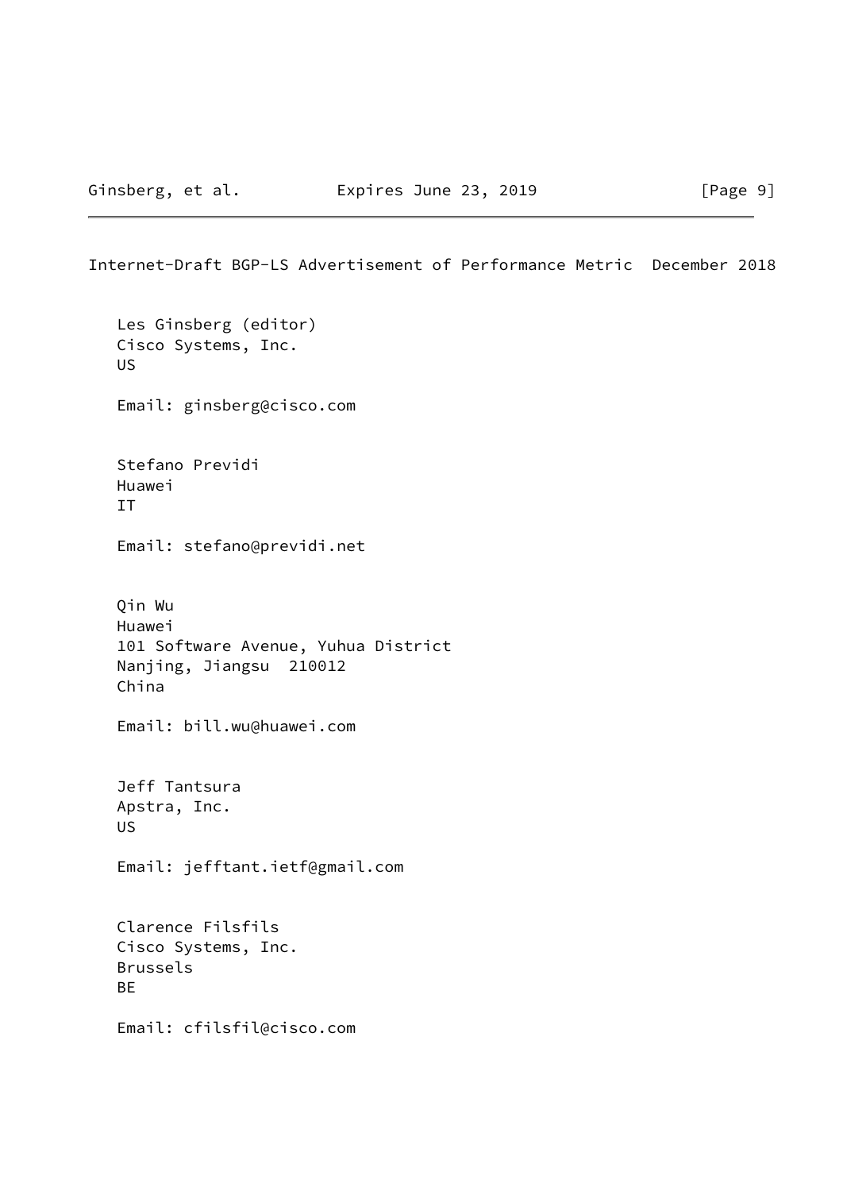Les Ginsberg (editor)
Cisco Systems, Inc.
US

Email: ginsberg@cisco.com

Stefano Previdi
Huawei
IT

Email: stefano@previdi.net

Qin Wu
Huawei
101 Software Avenue, Yuhua District
Nanjing, Jiangsu  210012
China

Email: bill.wu@huawei.com

Jeff Tantsura
Apstra, Inc.
US

Email: jefftant.ietf@gmail.com

Clarence Filsfils
Cisco Systems, Inc.
Brussels
BE

Email: cfilsfil@cisco.com